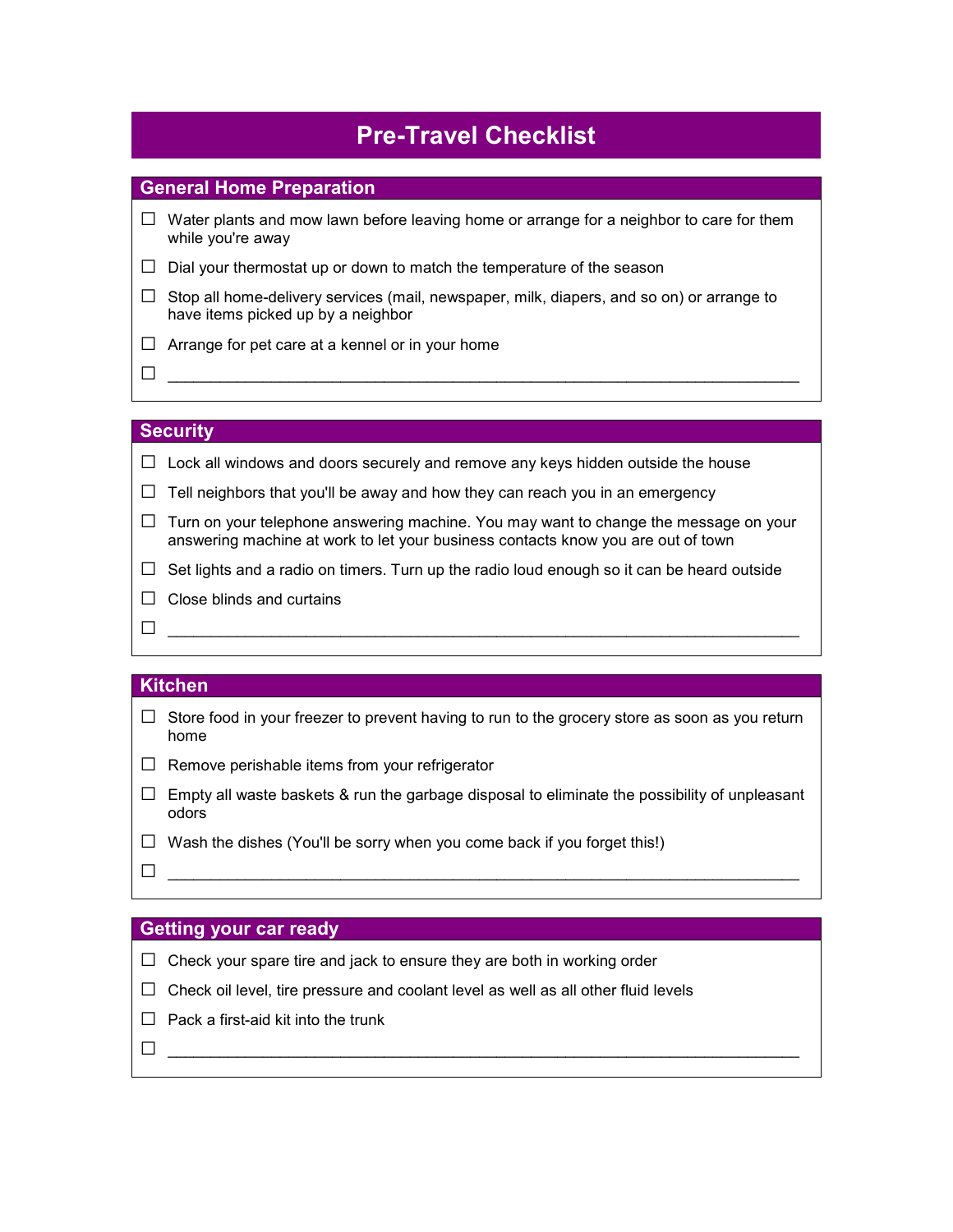# Pre-Travel Checklist

## General Home Preparation

- ☐ Water plants and mow lawn before leaving home or arrange for a neighbor to care for them while you're away
- ☐ Dial your thermostat up or down to match the temperature of the season
- ☐ Stop all home-delivery services (mail, newspaper, milk, diapers, and so on) or arrange to have items picked up by a neighbor
- ☐ Arrange for pet care at a kennel or in your home
- ☐ ____________________________________________________________

## Security

- ☐ Lock all windows and doors securely and remove any keys hidden outside the house
- ☐ Tell neighbors that you'll be away and how they can reach you in an emergency
- ☐ Turn on your telephone answering machine. You may want to change the message on your answering machine at work to let your business contacts know you are out of town
- ☐ Set lights and a radio on timers. Turn up the radio loud enough so it can be heard outside
- ☐ Close blinds and curtains
- ☐ ____________________________________________________________

## Kitchen

- ☐ Store food in your freezer to prevent having to run to the grocery store as soon as you return home
- ☐ Remove perishable items from your refrigerator
- ☐ Empty all waste baskets & run the garbage disposal to eliminate the possibility of unpleasant odors
- ☐ Wash the dishes (You'll be sorry when you come back if you forget this!)
- ☐ ____________________________________________________________

## Getting your car ready

- ☐ Check your spare tire and jack to ensure they are both in working order
- ☐ Check oil level, tire pressure and coolant level as well as all other fluid levels
- ☐ Pack a first-aid kit into the trunk
- ☐ ____________________________________________________________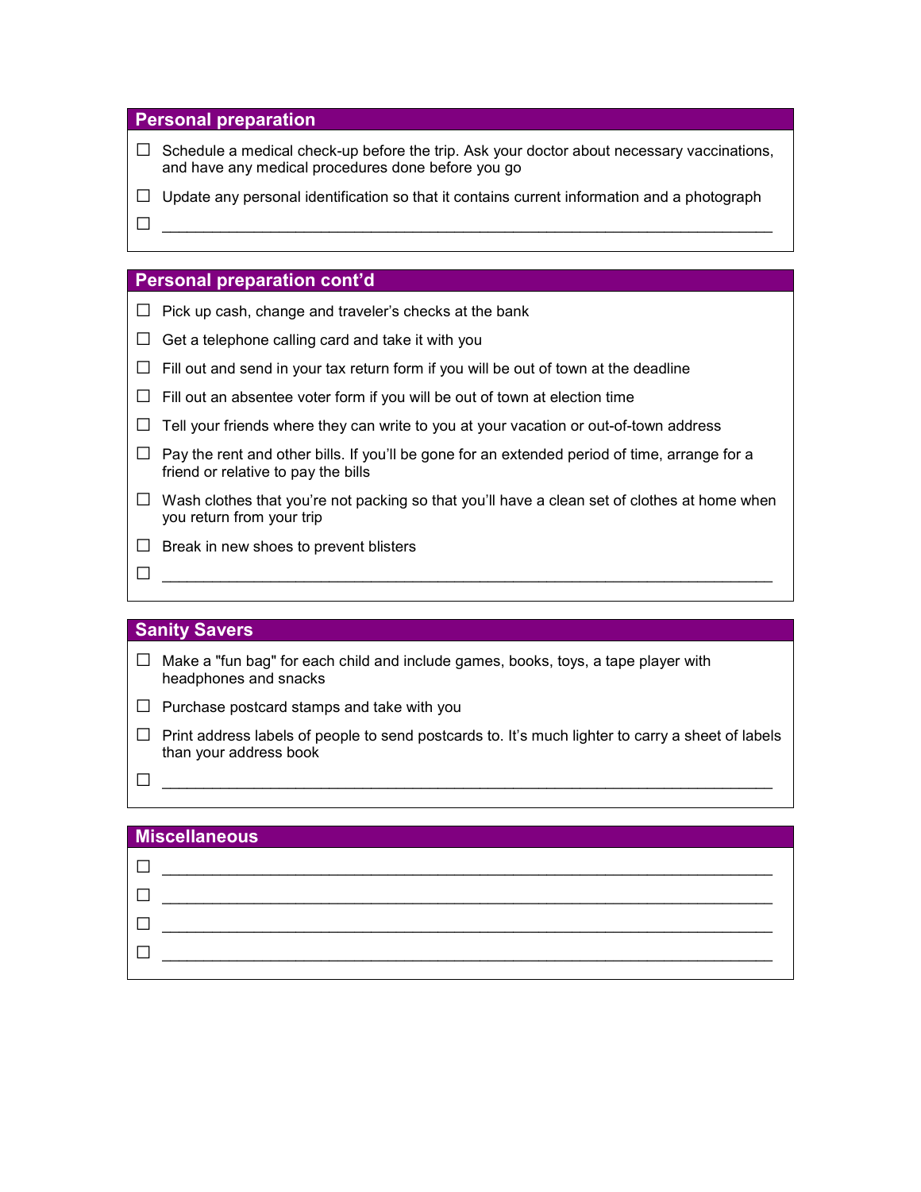## Personal preparation

- ☐ Schedule a medical check-up before the trip. Ask your doctor about necessary vaccinations, and have any medical procedures done before you go
- ☐ Update any personal identification so that it contains current information and a photograph
- ☐ ______________________________________________________________________

## Personal preparation cont'd

- ☐ Pick up cash, change and traveler's checks at the bank
- ☐ Get a telephone calling card and take it with you
- ☐ Fill out and send in your tax return form if you will be out of town at the deadline
- ☐ Fill out an absentee voter form if you will be out of town at election time
- ☐ Tell your friends where they can write to you at your vacation or out-of-town address
- ☐ Pay the rent and other bills. If you'll be gone for an extended period of time, arrange for a friend or relative to pay the bills
- ☐ Wash clothes that you're not packing so that you'll have a clean set of clothes at home when you return from your trip
- ☐ Break in new shoes to prevent blisters
- ☐ ______________________________________________________________________

## Sanity Savers

- ☐ Make a "fun bag" for each child and include games, books, toys, a tape player with headphones and snacks
- ☐ Purchase postcard stamps and take with you
- ☐ Print address labels of people to send postcards to. It's much lighter to carry a sheet of labels than your address book
- ☐ ______________________________________________________________________

## Miscellaneous

- ☐ ______________________________________________________________________
- ☐ ______________________________________________________________________
- ☐ ______________________________________________________________________
- ☐ ______________________________________________________________________